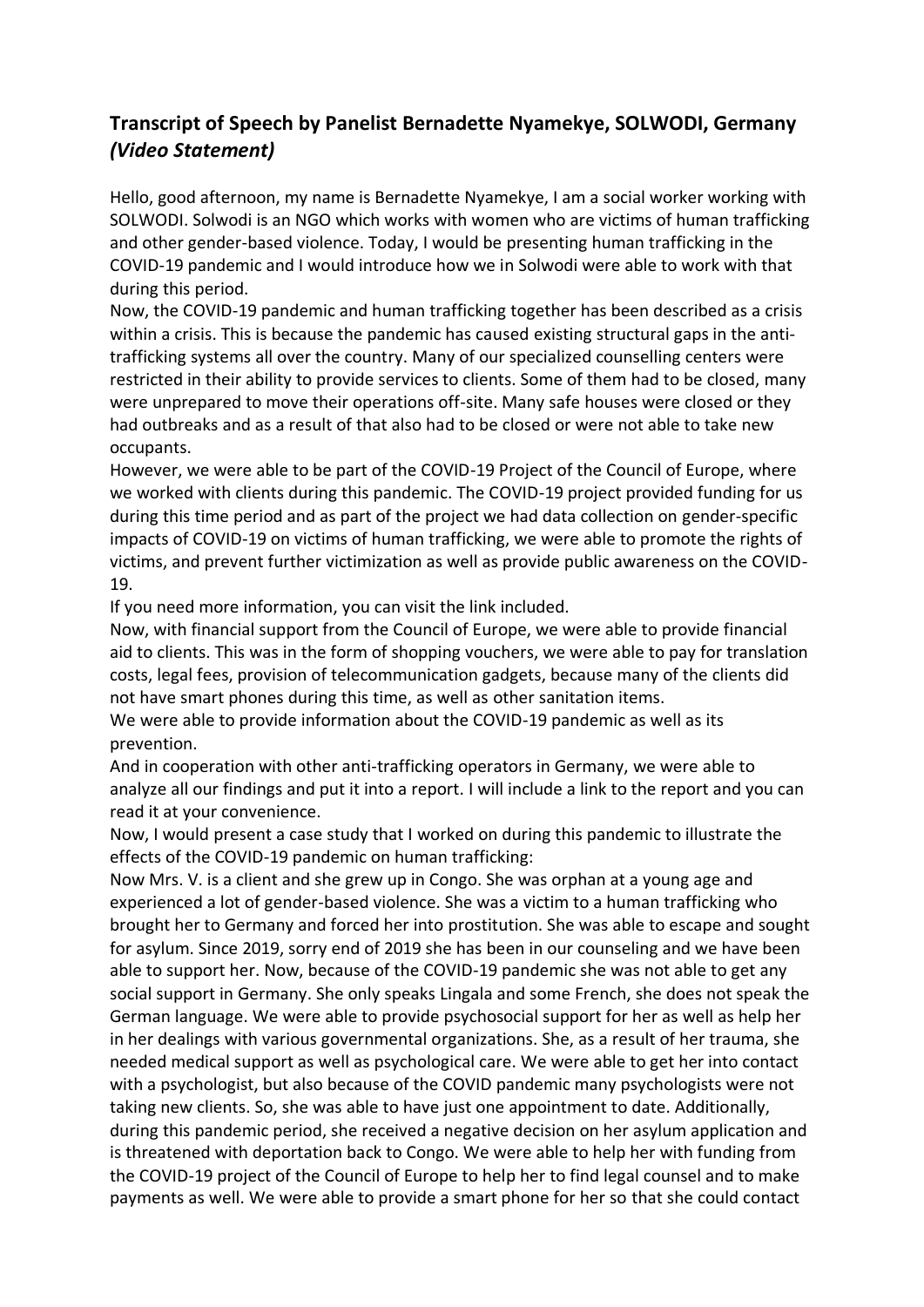## **Transcript of Speech by Panelist Bernadette Nyamekye, SOLWODI, Germany *(Video Statement)***

Hello, good afternoon, my name is Bernadette Nyamekye, I am a social worker working with SOLWODI. Solwodi is an NGO which works with women who are victims of human trafficking and other gender-based violence. Today, I would be presenting human trafficking in the COVID-19 pandemic and I would introduce how we in Solwodi were able to work with that during this period.

Now, the COVID-19 pandemic and human trafficking together has been described as a crisis within a crisis. This is because the pandemic has caused existing structural gaps in the anti-trafficking systems all over the country. Many of our specialized counselling centers were restricted in their ability to provide services to clients. Some of them had to be closed, many were unprepared to move their operations off-site. Many safe houses were closed or they had outbreaks and as a result of that also had to be closed or were not able to take new occupants.

However, we were able to be part of the COVID-19 Project of the Council of Europe, where we worked with clients during this pandemic. The COVID-19 project provided funding for us during this time period and as part of the project we had data collection on gender-specific impacts of COVID-19 on victims of human trafficking, we were able to promote the rights of victims, and prevent further victimization as well as provide public awareness on the COVID-19.

If you need more information, you can visit the link included.

Now, with financial support from the Council of Europe, we were able to provide financial aid to clients. This was in the form of shopping vouchers, we were able to pay for translation costs, legal fees, provision of telecommunication gadgets, because many of the clients did not have smart phones during this time, as well as other sanitation items.

We were able to provide information about the COVID-19 pandemic as well as its prevention.

And in cooperation with other anti-trafficking operators in Germany, we were able to analyze all our findings and put it into a report. I will include a link to the report and you can read it at your convenience.

Now, I would present a case study that I worked on during this pandemic to illustrate the effects of the COVID-19 pandemic on human trafficking:

Now Mrs. V. is a client and she grew up in Congo. She was orphan at a young age and experienced a lot of gender-based violence. She was a victim to a human trafficking who brought her to Germany and forced her into prostitution. She was able to escape and sought for asylum. Since 2019, sorry end of 2019 she has been in our counseling and we have been able to support her. Now, because of the COVID-19 pandemic she was not able to get any social support in Germany. She only speaks Lingala and some French, she does not speak the German language. We were able to provide psychosocial support for her as well as help her in her dealings with various governmental organizations. She, as a result of her trauma, she needed medical support as well as psychological care. We were able to get her into contact with a psychologist, but also because of the COVID pandemic many psychologists were not taking new clients. So, she was able to have just one appointment to date. Additionally, during this pandemic period, she received a negative decision on her asylum application and is threatened with deportation back to Congo. We were able to help her with funding from the COVID-19 project of the Council of Europe to help her to find legal counsel and to make payments as well. We were able to provide a smart phone for her so that she could contact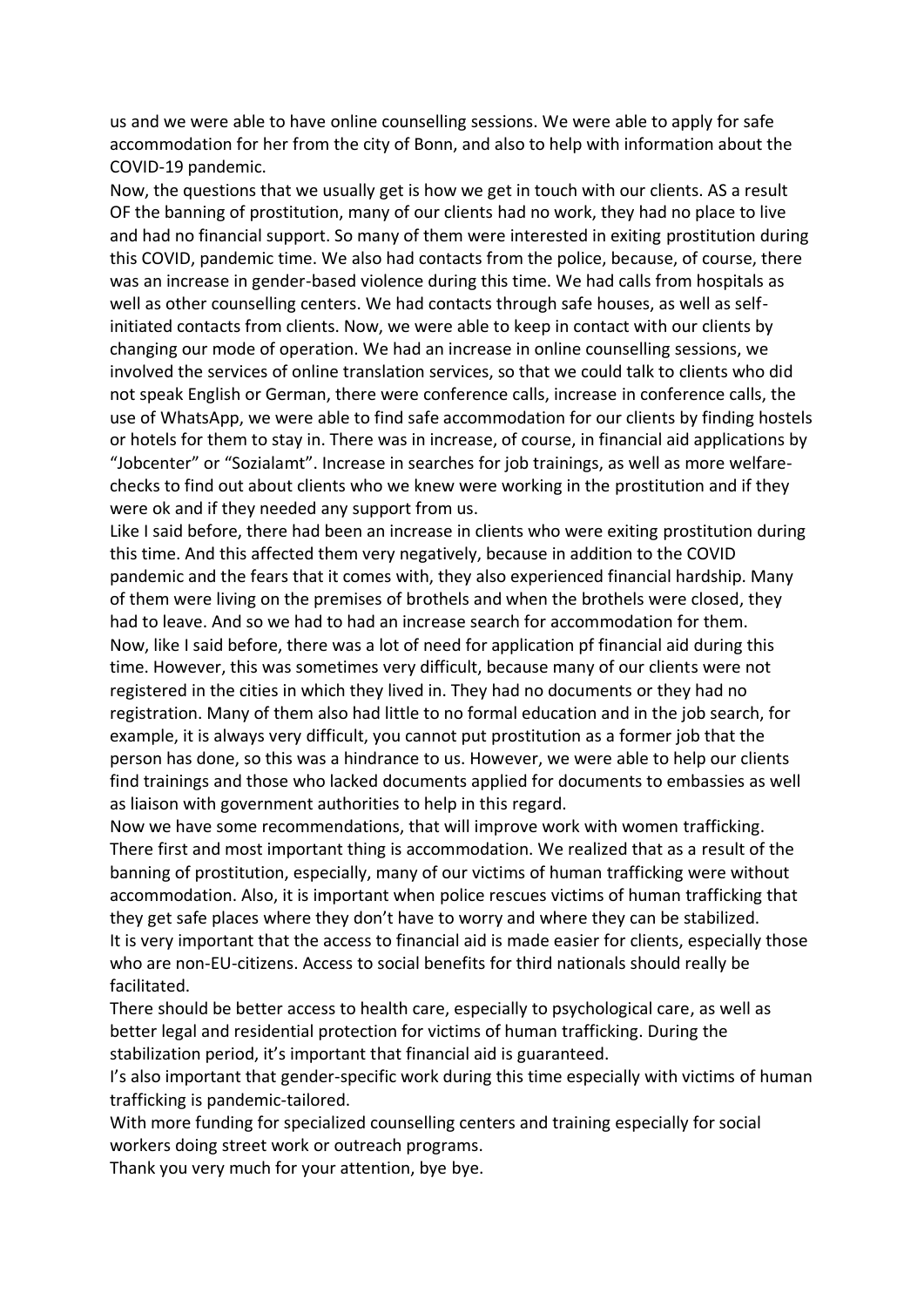us and we were able to have online counselling sessions. We were able to apply for safe accommodation for her from the city of Bonn, and also to help with information about the COVID-19 pandemic.

Now, the questions that we usually get is how we get in touch with our clients. AS a result OF the banning of prostitution, many of our clients had no work, they had no place to live and had no financial support. So many of them were interested in exiting prostitution during this COVID, pandemic time. We also had contacts from the police, because, of course, there was an increase in gender-based violence during this time. We had calls from hospitals as well as other counselling centers. We had contacts through safe houses, as well as self-initiated contacts from clients. Now, we were able to keep in contact with our clients by changing our mode of operation. We had an increase in online counselling sessions, we involved the services of online translation services, so that we could talk to clients who did not speak English or German, there were conference calls, increase in conference calls, the use of WhatsApp, we were able to find safe accommodation for our clients by finding hostels or hotels for them to stay in. There was in increase, of course, in financial aid applications by "Jobcenter" or "Sozialamt". Increase in searches for job trainings, as well as more welfare-checks to find out about clients who we knew were working in the prostitution and if they were ok and if they needed any support from us.

Like I said before, there had been an increase in clients who were exiting prostitution during this time. And this affected them very negatively, because in addition to the COVID pandemic and the fears that it comes with, they also experienced financial hardship. Many of them were living on the premises of brothels and when the brothels were closed, they had to leave. And so we had to had an increase search for accommodation for them.

Now, like I said before, there was a lot of need for application pf financial aid during this time. However, this was sometimes very difficult, because many of our clients were not registered in the cities in which they lived in. They had no documents or they had no registration. Many of them also had little to no formal education and in the job search, for example, it is always very difficult, you cannot put prostitution as a former job that the person has done, so this was a hindrance to us. However, we were able to help our clients find trainings and those who lacked documents applied for documents to embassies as well as liaison with government authorities to help in this regard.

Now we have some recommendations, that will improve work with women trafficking. There first and most important thing is accommodation. We realized that as a result of the banning of prostitution, especially, many of our victims of human trafficking were without accommodation. Also, it is important when police rescues victims of human trafficking that they get safe places where they don't have to worry and where they can be stabilized.

It is very important that the access to financial aid is made easier for clients, especially those who are non-EU-citizens. Access to social benefits for third nationals should really be facilitated.

There should be better access to health care, especially to psychological care, as well as better legal and residential protection for victims of human trafficking. During the stabilization period, it's important that financial aid is guaranteed.

I's also important that gender-specific work during this time especially with victims of human trafficking is pandemic-tailored.

With more funding for specialized counselling centers and training especially for social workers doing street work or outreach programs.

Thank you very much for your attention, bye bye.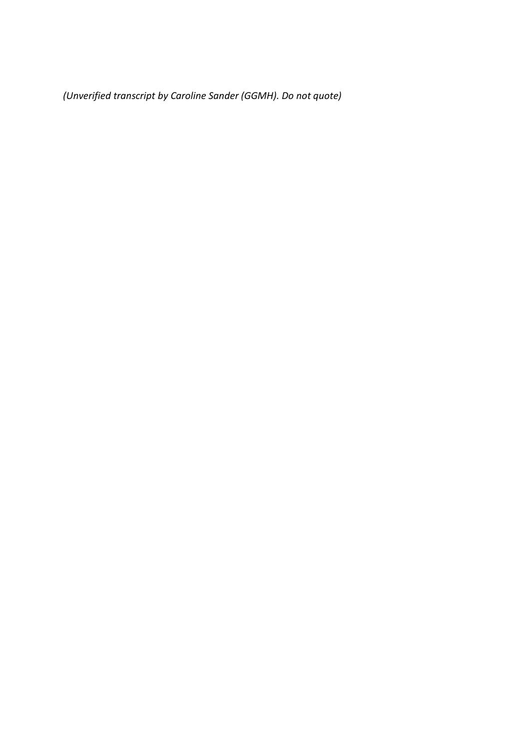*(Unverified transcript by Caroline Sander (GGMH). Do not quote)*